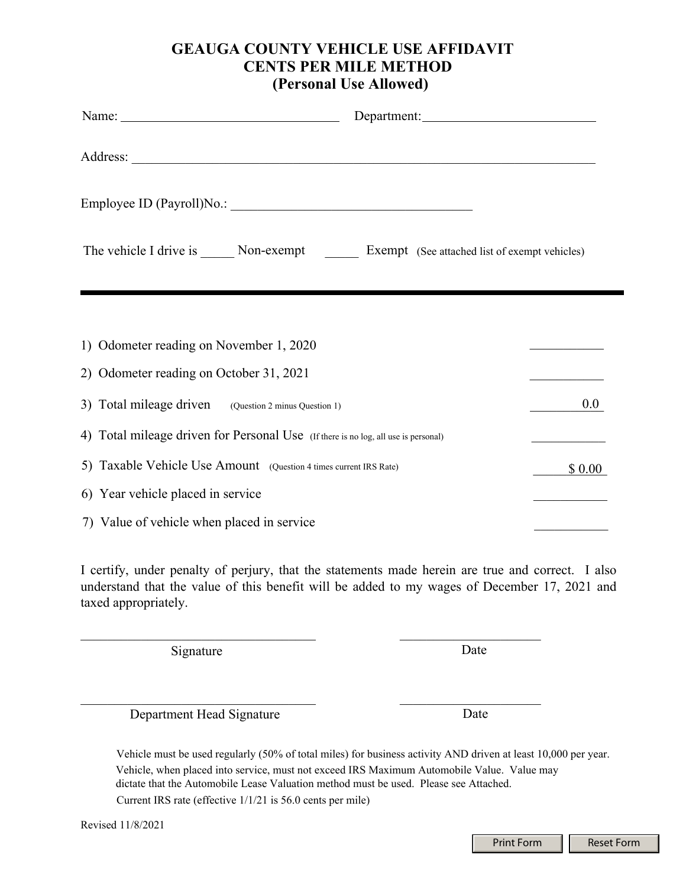# GEAUGA COUNTY VEHICLE USE AFFIDAVIT
## CENTS PER MILE METHOD
## (Personal Use Allowed)

Name: ________________________________ Department: ________________________

Address: ______________________________________________________________________

Employee ID (Payroll)No.: ____________________________________

The vehicle I drive is _____ Non-exempt _____ Exempt (See attached list of exempt vehicles)

---

| | |
|---|---|
| 1) Odometer reading on November 1, 2020 | ___________ |
| 2) Odometer reading on October 31, 2021 | ___________ |
| 3) Total mileage driven (Question 2 minus Question 1) | 0.0 |
| 4) Total mileage driven for Personal Use (If there is no log, all use is personal) | ___________ |
| 5) Taxable Vehicle Use Amount (Question 4 times current IRS Rate) | $ 0.00 |
| 6) Year vehicle placed in service | ___________ |
| 7) Value of vehicle when placed in service | ___________ |

I certify, under penalty of perjury, that the statements made herein are true and correct. I also understand that the value of this benefit will be added to my wages of December 17, 2021 and taxed appropriately.

___________________________________ ______________________

Signature Date

___________________________________ ______________________

Department Head Signature Date

Vehicle must be used regularly (50% of total miles) for business activity AND driven at least 10,000 per year.
Vehicle, when placed into service, must not exceed IRS Maximum Automobile Value. Value may dictate that the Automobile Lease Valuation method must be used. Please see Attached.
Current IRS rate (effective 1/1/21 is 56.0 cents per mile)

Revised 11/8/2021

Print Form Reset Form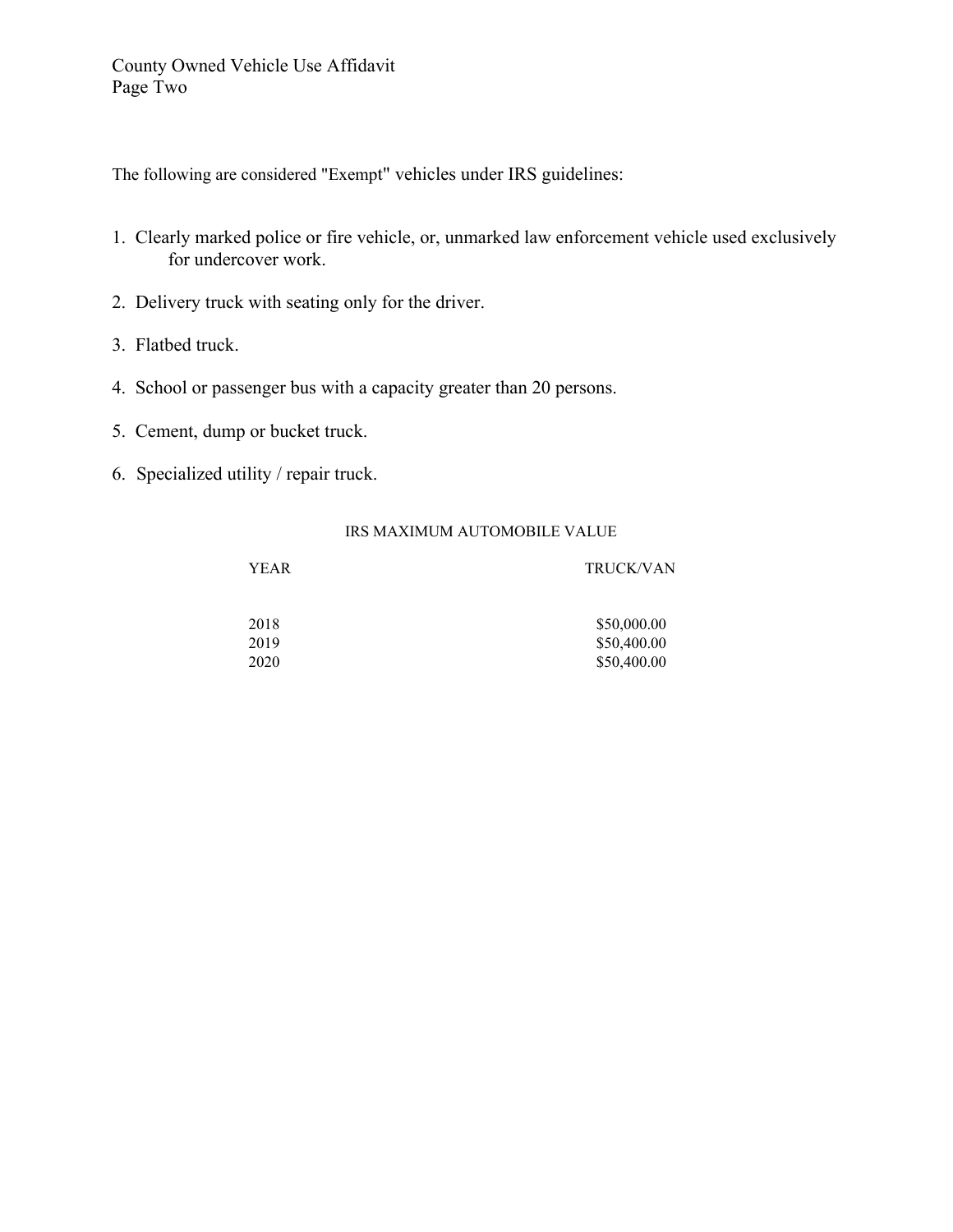The following are considered "Exempt" vehicles under IRS guidelines:

1. Clearly marked police or fire vehicle, or, unmarked law enforcement vehicle used exclusively for undercover work.
2. Delivery truck with seating only for the driver.
3. Flatbed truck.
4. School or passenger bus with a capacity greater than 20 persons.
5. Cement, dump or bucket truck.
6. Specialized utility / repair truck.

IRS MAXIMUM AUTOMOBILE VALUE

| YEAR | TRUCK/VAN |
|---|---|
| 2018 | $50,000.00 |
| 2019 | $50,400.00 |
| 2020 | $50,400.00 |